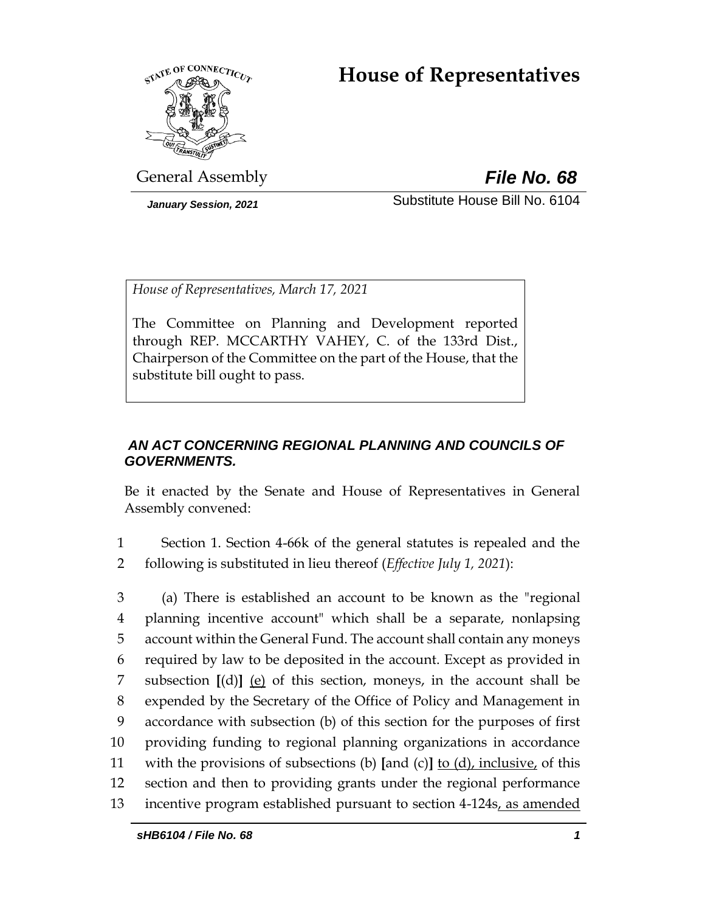# House of Representatives

General Assembly **_File No. 68_**

*January Session, 2021* Substitute House Bill No. 6104

*House of Representatives, March 17, 2021*

The Committee on Planning and Development reported through REP. MCCARTHY VAHEY, C. of the 133rd Dist., Chairperson of the Committee on the part of the House, that the substitute bill ought to pass.

***AN ACT CONCERNING REGIONAL PLANNING AND COUNCILS OF GOVERNMENTS.***

Be it enacted by the Senate and House of Representatives in General Assembly convened:

1 Section 1. Section 4-66k of the general statutes is repealed and the
2 following is substituted in lieu thereof (*Effective July 1, 2021*):

3 (a) There is established an account to be known as the "regional
4 planning incentive account" which shall be a separate, nonlapsing
5 account within the General Fund. The account shall contain any moneys
6 required by law to be deposited in the account. Except as provided in
7 subsection **[**(d)**]** <u>(e)</u> of this section, moneys, in the account shall be
8 expended by the Secretary of the Office of Policy and Management in
9 accordance with subsection (b) of this section for the purposes of first
10 providing funding to regional planning organizations in accordance
11 with the provisions of subsections (b) **[**and (c)**]** <u>to (d), inclusive,</u> of this
12 section and then to providing grants under the regional performance
13 incentive program established pursuant to section 4-124s<u>, as amended</u>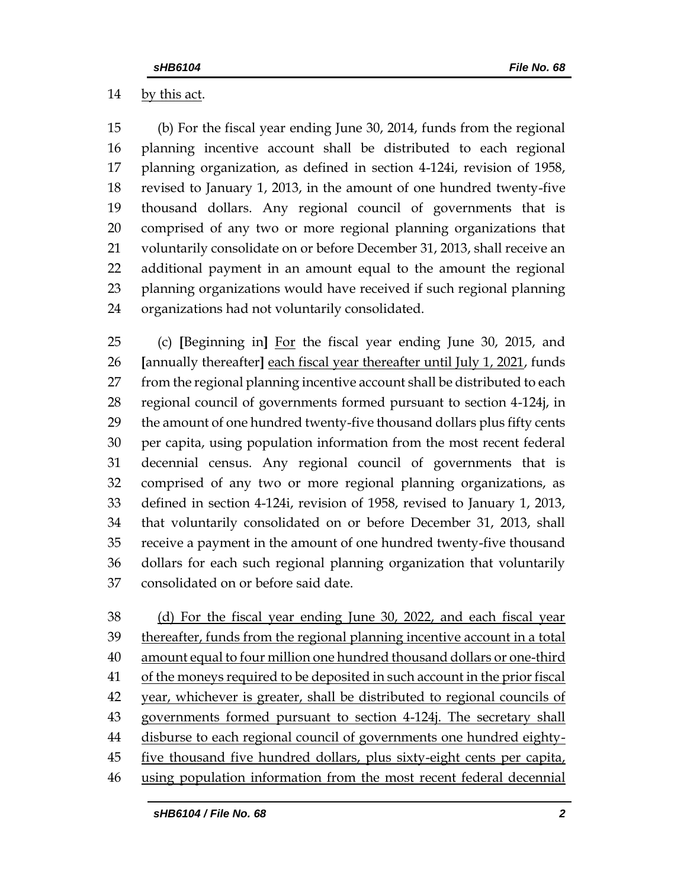14 by this act.

15 (b) For the fiscal year ending June 30, 2014, funds from the regional
16 planning incentive account shall be distributed to each regional
17 planning organization, as defined in section 4-124i, revision of 1958,
18 revised to January 1, 2013, in the amount of one hundred twenty-five
19 thousand dollars. Any regional council of governments that is
20 comprised of any two or more regional planning organizations that
21 voluntarily consolidate on or before December 31, 2013, shall receive an
22 additional payment in an amount equal to the amount the regional
23 planning organizations would have received if such regional planning
24 organizations had not voluntarily consolidated.

25 (c) **[**Beginning in**]** For the fiscal year ending June 30, 2015, and
26 **[**annually thereafter**]** each fiscal year thereafter until July 1, 2021, funds
27 from the regional planning incentive account shall be distributed to each
28 regional council of governments formed pursuant to section 4-124j, in
29 the amount of one hundred twenty-five thousand dollars plus fifty cents
30 per capita, using population information from the most recent federal
31 decennial census. Any regional council of governments that is
32 comprised of any two or more regional planning organizations, as
33 defined in section 4-124i, revision of 1958, revised to January 1, 2013,
34 that voluntarily consolidated on or before December 31, 2013, shall
35 receive a payment in the amount of one hundred twenty-five thousand
36 dollars for each such regional planning organization that voluntarily
37 consolidated on or before said date.

38 (d) For the fiscal year ending June 30, 2022, and each fiscal year
39 thereafter, funds from the regional planning incentive account in a total
40 amount equal to four million one hundred thousand dollars or one-third
41 of the moneys required to be deposited in such account in the prior fiscal
42 year, whichever is greater, shall be distributed to regional councils of
43 governments formed pursuant to section 4-124j. The secretary shall
44 disburse to each regional council of governments one hundred eighty-
45 five thousand five hundred dollars, plus sixty-eight cents per capita,
46 using population information from the most recent federal decennial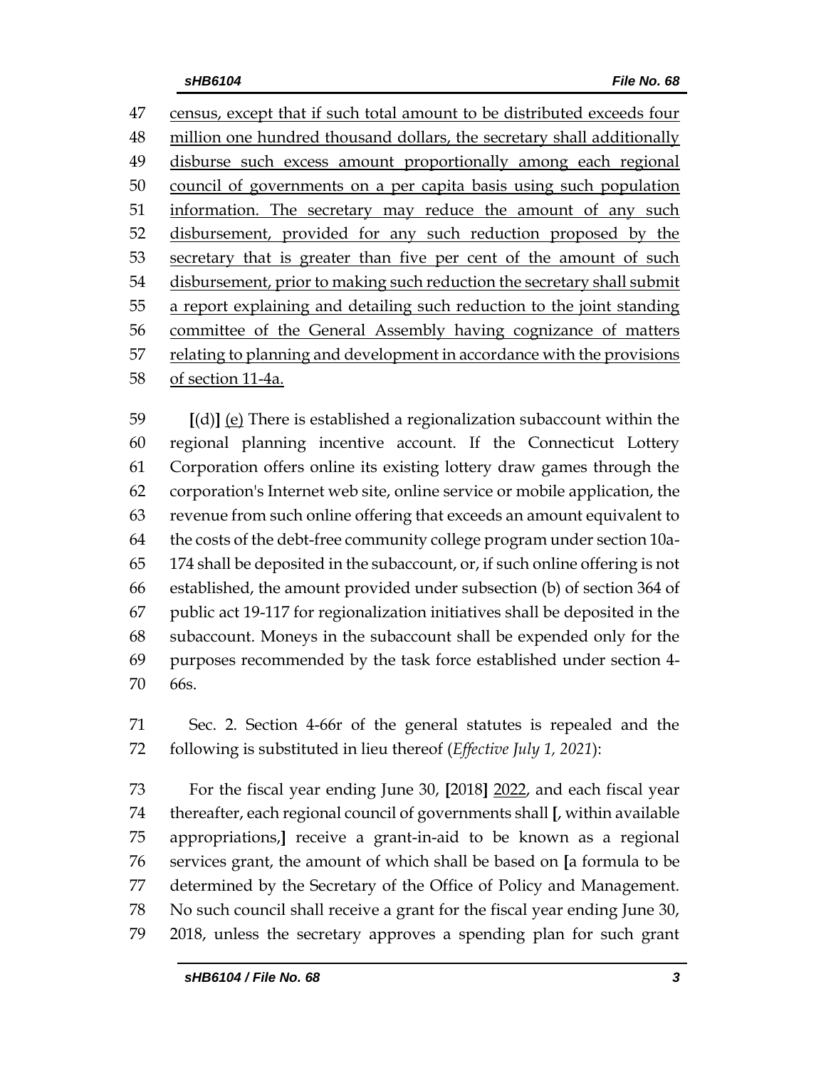47 census, except that if such total amount to be distributed exceeds four
48 million one hundred thousand dollars, the secretary shall additionally
49 disburse such excess amount proportionally among each regional
50 council of governments on a per capita basis using such population
51 information. The secretary may reduce the amount of any such
52 disbursement, provided for any such reduction proposed by the
53 secretary that is greater than five per cent of the amount of such
54 disbursement, prior to making such reduction the secretary shall submit
55 a report explaining and detailing such reduction to the joint standing
56 committee of the General Assembly having cognizance of matters
57 relating to planning and development in accordance with the provisions
58 of section 11-4a.

59 [(d)] (e) There is established a regionalization subaccount within the
60 regional planning incentive account. If the Connecticut Lottery
61 Corporation offers online its existing lottery draw games through the
62 corporation's Internet web site, online service or mobile application, the
63 revenue from such online offering that exceeds an amount equivalent to
64 the costs of the debt-free community college program under section 10a-
65 174 shall be deposited in the subaccount, or, if such online offering is not
66 established, the amount provided under subsection (b) of section 364 of
67 public act 19-117 for regionalization initiatives shall be deposited in the
68 subaccount. Moneys in the subaccount shall be expended only for the
69 purposes recommended by the task force established under section 4-
70 66s.

71 Sec. 2. Section 4-66r of the general statutes is repealed and the
72 following is substituted in lieu thereof (*Effective July 1, 2021*):

73 For the fiscal year ending June 30, [2018] 2022, and each fiscal year
74 thereafter, each regional council of governments shall [, within available
75 appropriations,] receive a grant-in-aid to be known as a regional
76 services grant, the amount of which shall be based on [a formula to be
77 determined by the Secretary of the Office of Policy and Management.
78 No such council shall receive a grant for the fiscal year ending June 30,
79 2018, unless the secretary approves a spending plan for such grant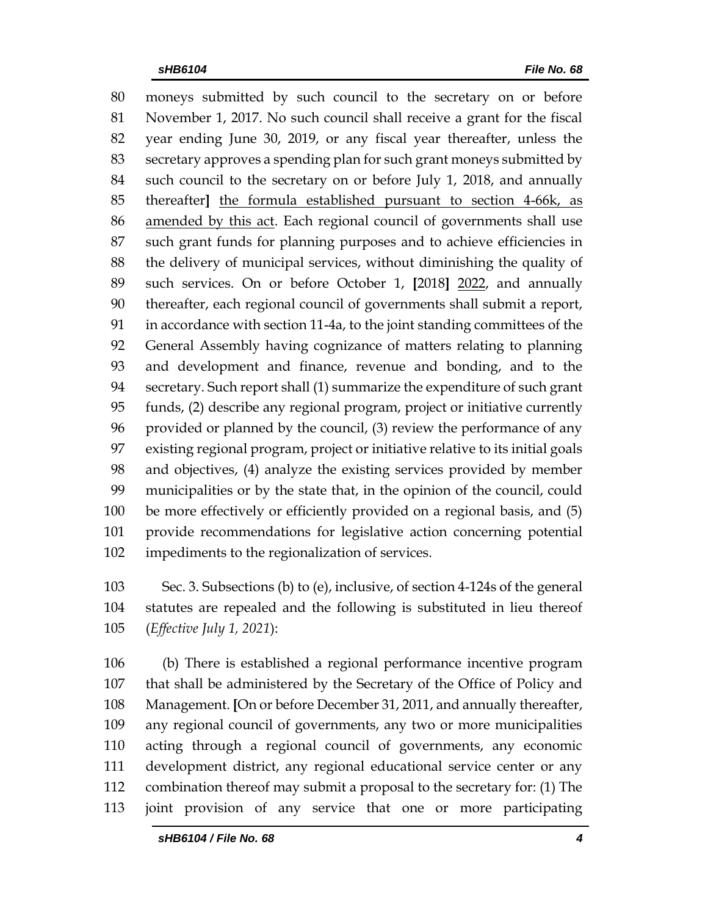moneys submitted by such council to the secretary on or before November 1, 2017. No such council shall receive a grant for the fiscal year ending June 30, 2019, or any fiscal year thereafter, unless the secretary approves a spending plan for such grant moneys submitted by such council to the secretary on or before July 1, 2018, and annually thereafter] <u>the formula established pursuant to section 4-66k, as amended by this act</u>. Each regional council of governments shall use such grant funds for planning purposes and to achieve efficiencies in the delivery of municipal services, without diminishing the quality of such services. On or before October 1, [2018] <u>2022</u>, and annually thereafter, each regional council of governments shall submit a report, in accordance with section 11-4a, to the joint standing committees of the General Assembly having cognizance of matters relating to planning and development and finance, revenue and bonding, and to the secretary. Such report shall (1) summarize the expenditure of such grant funds, (2) describe any regional program, project or initiative currently provided or planned by the council, (3) review the performance of any existing regional program, project or initiative relative to its initial goals and objectives, (4) analyze the existing services provided by member municipalities or by the state that, in the opinion of the council, could be more effectively or efficiently provided on a regional basis, and (5) provide recommendations for legislative action concerning potential impediments to the regionalization of services.

Sec. 3. Subsections (b) to (e), inclusive, of section 4-124s of the general statutes are repealed and the following is substituted in lieu thereof (*Effective July 1, 2021*):

(b) There is established a regional performance incentive program that shall be administered by the Secretary of the Office of Policy and Management. [On or before December 31, 2011, and annually thereafter, any regional council of governments, any two or more municipalities acting through a regional council of governments, any economic development district, any regional educational service center or any combination thereof may submit a proposal to the secretary for: (1) The joint provision of any service that one or more participating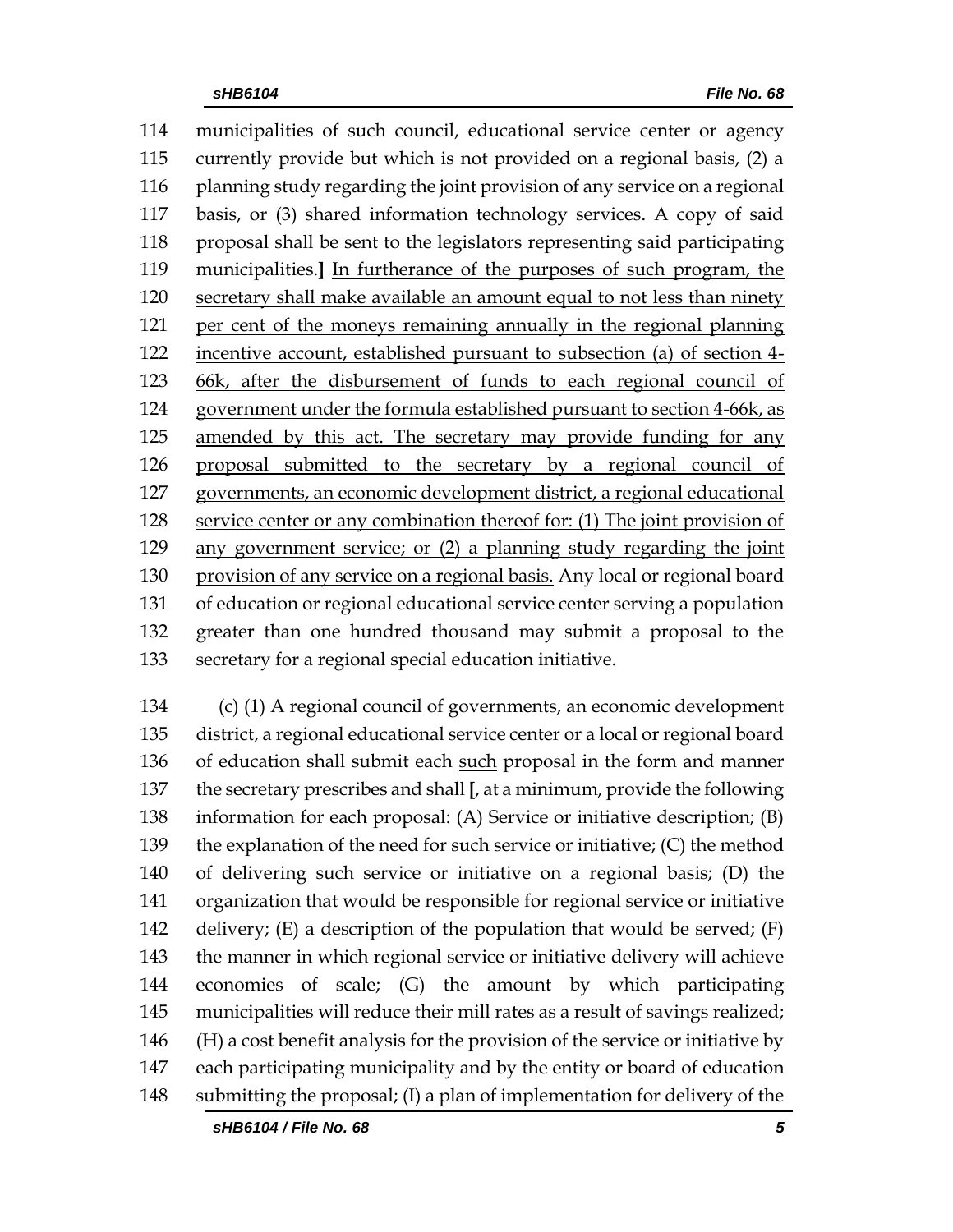municipalities of such council, educational service center or agency currently provide but which is not provided on a regional basis, (2) a planning study regarding the joint provision of any service on a regional basis, or (3) shared information technology services. A copy of said proposal shall be sent to the legislators representing said participating municipalities.] <u>In furtherance of the purposes of such program, the secretary shall make available an amount equal to not less than ninety per cent of the moneys remaining annually in the regional planning incentive account, established pursuant to subsection (a) of section 4-66k, after the disbursement of funds to each regional council of government under the formula established pursuant to section 4-66k, as amended by this act. The secretary may provide funding for any proposal submitted to the secretary by a regional council of governments, an economic development district, a regional educational service center or any combination thereof for: (1) The joint provision of any government service; or (2) a planning study regarding the joint provision of any service on a regional basis.</u> Any local or regional board of education or regional educational service center serving a population greater than one hundred thousand may submit a proposal to the secretary for a regional special education initiative.

(c) (1) A regional council of governments, an economic development district, a regional educational service center or a local or regional board of education shall submit each <u>such</u> proposal in the form and manner the secretary prescribes and shall [, at a minimum, provide the following information for each proposal: (A) Service or initiative description; (B) the explanation of the need for such service or initiative; (C) the method of delivering such service or initiative on a regional basis; (D) the organization that would be responsible for regional service or initiative delivery; (E) a description of the population that would be served; (F) the manner in which regional service or initiative delivery will achieve economies of scale; (G) the amount by which participating municipalities will reduce their mill rates as a result of savings realized; (H) a cost benefit analysis for the provision of the service or initiative by each participating municipality and by the entity or board of education submitting the proposal; (I) a plan of implementation for delivery of the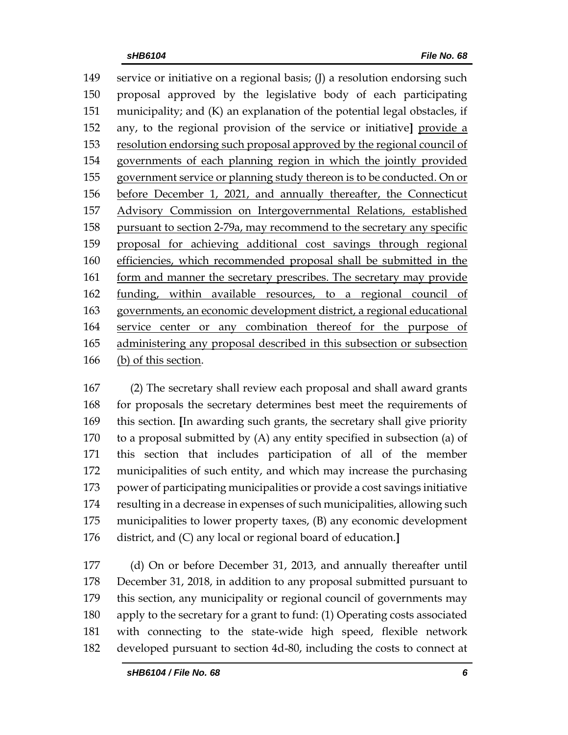service or initiative on a regional basis; (J) a resolution endorsing such proposal approved by the legislative body of each participating municipality; and (K) an explanation of the potential legal obstacles, if any, to the regional provision of the service or initiative] <u>provide a resolution endorsing such proposal approved by the regional council of governments of each planning region in which the jointly provided government service or planning study thereon is to be conducted. On or before December 1, 2021, and annually thereafter, the Connecticut Advisory Commission on Intergovernmental Relations, established pursuant to section 2-79a, may recommend to the secretary any specific proposal for achieving additional cost savings through regional efficiencies, which recommended proposal shall be submitted in the form and manner the secretary prescribes. The secretary may provide funding, within available resources, to a regional council of governments, an economic development district, a regional educational service center or any combination thereof for the purpose of administering any proposal described in this subsection or subsection (b) of this section</u>.

(2) The secretary shall review each proposal and shall award grants for proposals the secretary determines best meet the requirements of this section. **[**In awarding such grants, the secretary shall give priority to a proposal submitted by (A) any entity specified in subsection (a) of this section that includes participation of all of the member municipalities of such entity, and which may increase the purchasing power of participating municipalities or provide a cost savings initiative resulting in a decrease in expenses of such municipalities, allowing such municipalities to lower property taxes, (B) any economic development district, and (C) any local or regional board of education.**]**

(d) On or before December 31, 2013, and annually thereafter until December 31, 2018, in addition to any proposal submitted pursuant to this section, any municipality or regional council of governments may apply to the secretary for a grant to fund: (1) Operating costs associated with connecting to the state-wide high speed, flexible network developed pursuant to section 4d-80, including the costs to connect at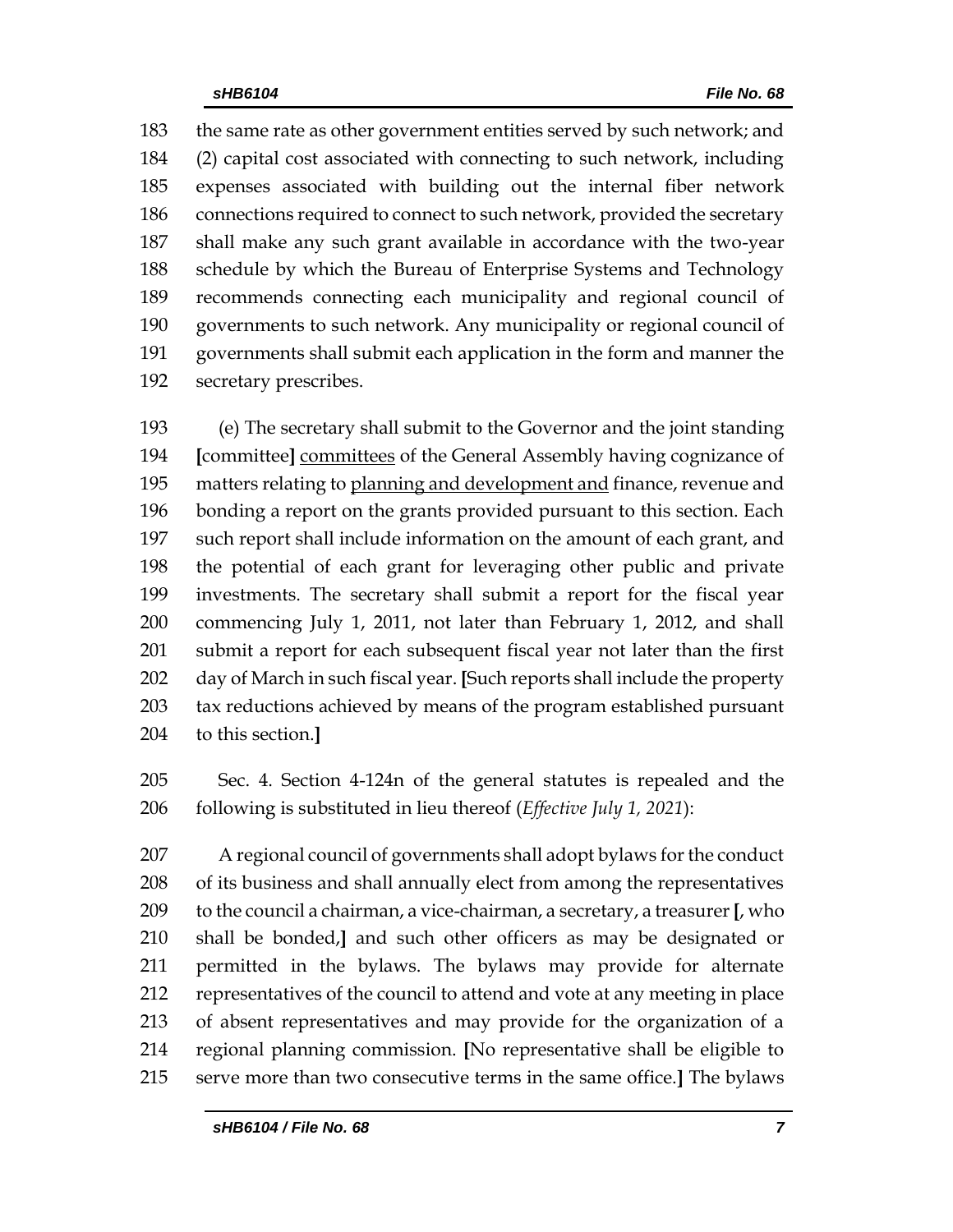the same rate as other government entities served by such network; and (2) capital cost associated with connecting to such network, including expenses associated with building out the internal fiber network connections required to connect to such network, provided the secretary shall make any such grant available in accordance with the two-year schedule by which the Bureau of Enterprise Systems and Technology recommends connecting each municipality and regional council of governments to such network. Any municipality or regional council of governments shall submit each application in the form and manner the secretary prescribes.

(e) The secretary shall submit to the Governor and the joint standing [committee] <u>committees</u> of the General Assembly having cognizance of matters relating to <u>planning and development and</u> finance, revenue and bonding a report on the grants provided pursuant to this section. Each such report shall include information on the amount of each grant, and the potential of each grant for leveraging other public and private investments. The secretary shall submit a report for the fiscal year commencing July 1, 2011, not later than February 1, 2012, and shall submit a report for each subsequent fiscal year not later than the first day of March in such fiscal year. [Such reports shall include the property tax reductions achieved by means of the program established pursuant to this section.]

Sec. 4. Section 4-124n of the general statutes is repealed and the following is substituted in lieu thereof (*Effective July 1, 2021*):

A regional council of governments shall adopt bylaws for the conduct of its business and shall annually elect from among the representatives to the council a chairman, a vice-chairman, a secretary, a treasurer [, who shall be bonded,] and such other officers as may be designated or permitted in the bylaws. The bylaws may provide for alternate representatives of the council to attend and vote at any meeting in place of absent representatives and may provide for the organization of a regional planning commission. [No representative shall be eligible to serve more than two consecutive terms in the same office.] The bylaws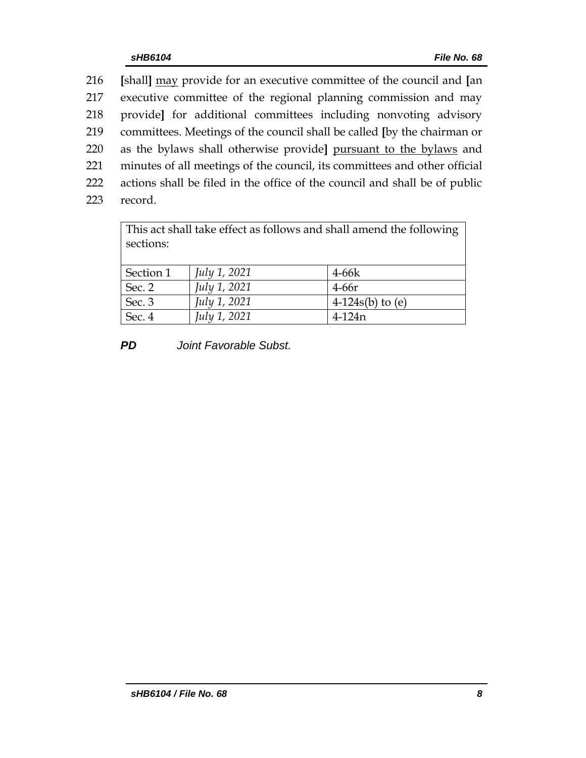216 [shall] <u>may</u> provide for an executive committee of the council and [an
217 executive committee of the regional planning commission and may
218 provide] for additional committees including nonvoting advisory
219 committees. Meetings of the council shall be called [by the chairman or
220 as the bylaws shall otherwise provide] <u>pursuant to the bylaws</u> and
221 minutes of all meetings of the council, its committees and other official
222 actions shall be filed in the office of the council and shall be of public
223 record.

| This act shall take effect as follows and shall amend the following sections: | | |
|---|---|---|
| Section 1 | *July 1, 2021* | 4-66k |
| Sec. 2 | *July 1, 2021* | 4-66r |
| Sec. 3 | *July 1, 2021* | 4-124s(b) to (e) |
| Sec. 4 | *July 1, 2021* | 4-124n |

***PD*** *Joint Favorable Subst.*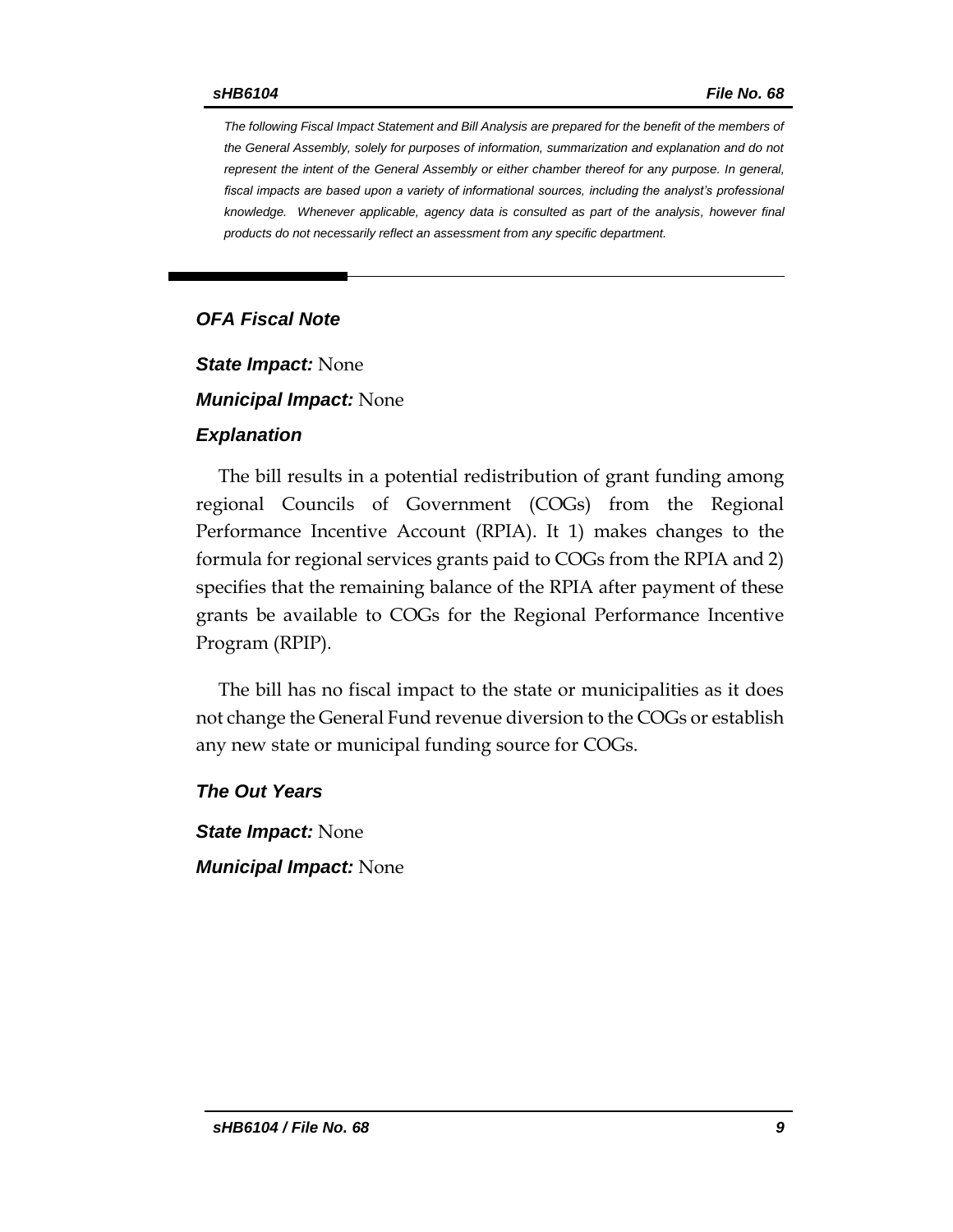*The following Fiscal Impact Statement and Bill Analysis are prepared for the benefit of the members of the General Assembly, solely for purposes of information, summarization and explanation and do not represent the intent of the General Assembly or either chamber thereof for any purpose. In general, fiscal impacts are based upon a variety of informational sources, including the analyst's professional knowledge. Whenever applicable, agency data is consulted as part of the analysis, however final products do not necessarily reflect an assessment from any specific department.*

### *OFA Fiscal Note*

***State Impact:*** None

***Municipal Impact:*** None

### *Explanation*

The bill results in a potential redistribution of grant funding among regional Councils of Government (COGs) from the Regional Performance Incentive Account (RPIA). It 1) makes changes to the formula for regional services grants paid to COGs from the RPIA and 2) specifies that the remaining balance of the RPIA after payment of these grants be available to COGs for the Regional Performance Incentive Program (RPIP).

The bill has no fiscal impact to the state or municipalities as it does not change the General Fund revenue diversion to the COGs or establish any new state or municipal funding source for COGs.

### *The Out Years*

***State Impact:*** None

***Municipal Impact:*** None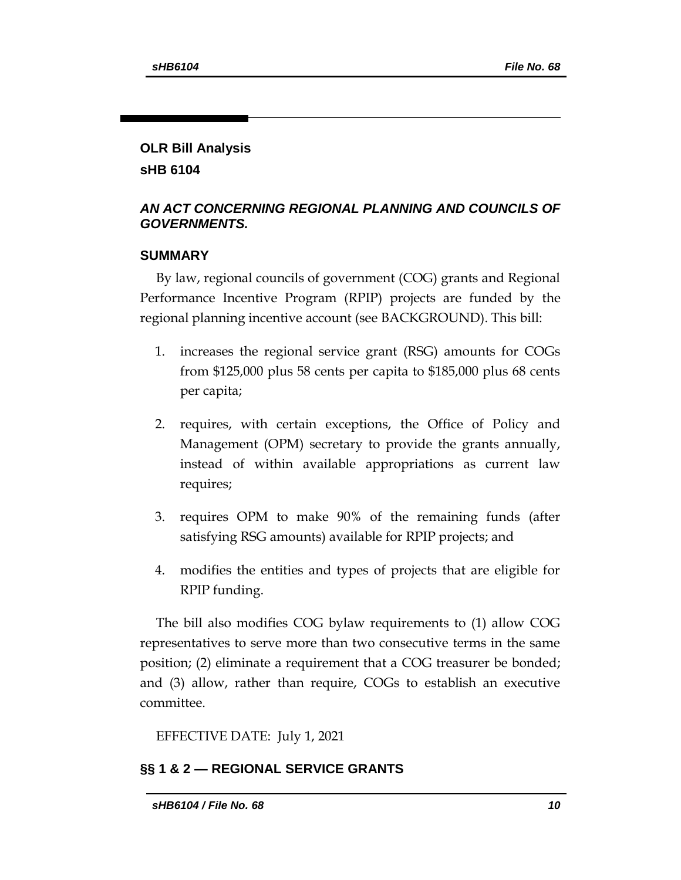## OLR Bill Analysis

## sHB 6104

### *AN ACT CONCERNING REGIONAL PLANNING AND COUNCILS OF GOVERNMENTS.*

### SUMMARY

By law, regional councils of government (COG) grants and Regional Performance Incentive Program (RPIP) projects are funded by the regional planning incentive account (see BACKGROUND). This bill:

1. increases the regional service grant (RSG) amounts for COGs from $125,000 plus 58 cents per capita to $185,000 plus 68 cents per capita;

2. requires, with certain exceptions, the Office of Policy and Management (OPM) secretary to provide the grants annually, instead of within available appropriations as current law requires;

3. requires OPM to make 90% of the remaining funds (after satisfying RSG amounts) available for RPIP projects; and

4. modifies the entities and types of projects that are eligible for RPIP funding.

The bill also modifies COG bylaw requirements to (1) allow COG representatives to serve more than two consecutive terms in the same position; (2) eliminate a requirement that a COG treasurer be bonded; and (3) allow, rather than require, COGs to establish an executive committee.

EFFECTIVE DATE: July 1, 2021

### §§ 1 & 2 — REGIONAL SERVICE GRANTS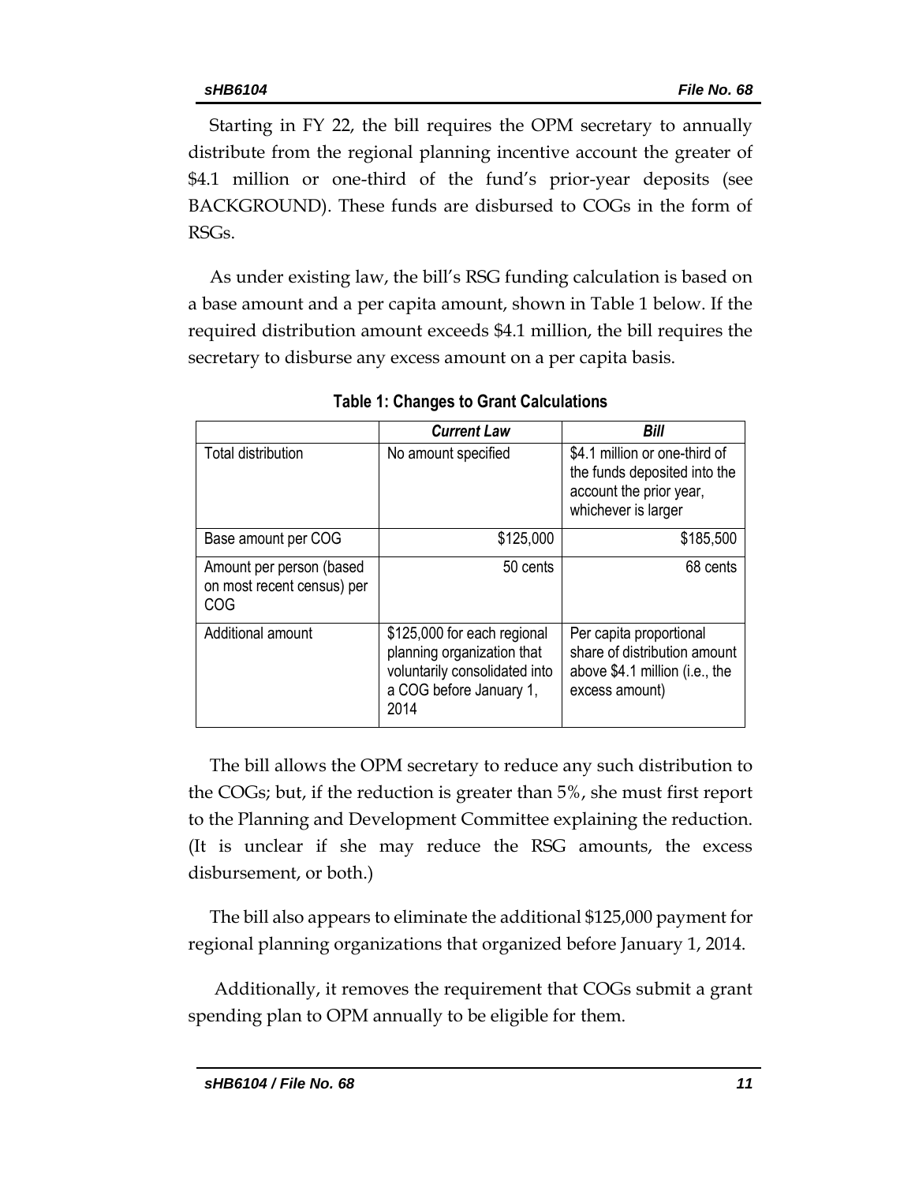Starting in FY 22, the bill requires the OPM secretary to annually distribute from the regional planning incentive account the greater of $4.1 million or one-third of the fund's prior-year deposits (see BACKGROUND). These funds are disbursed to COGs in the form of RSGs.

As under existing law, the bill's RSG funding calculation is based on a base amount and a per capita amount, shown in Table 1 below. If the required distribution amount exceeds $4.1 million, the bill requires the secretary to disburse any excess amount on a per capita basis.

**Table 1: Changes to Grant Calculations**

| | *Current Law* | *Bill* |
|---|---|---|
| Total distribution | No amount specified | $4.1 million or one-third of the funds deposited into the account the prior year, whichever is larger |
| Base amount per COG | $125,000 | $185,500 |
| Amount per person (based on most recent census) per COG | 50 cents | 68 cents |
| Additional amount | $125,000 for each regional planning organization that voluntarily consolidated into a COG before January 1, 2014 | Per capita proportional share of distribution amount above $4.1 million (i.e., the excess amount) |

The bill allows the OPM secretary to reduce any such distribution to the COGs; but, if the reduction is greater than 5%, she must first report to the Planning and Development Committee explaining the reduction. (It is unclear if she may reduce the RSG amounts, the excess disbursement, or both.)

The bill also appears to eliminate the additional $125,000 payment for regional planning organizations that organized before January 1, 2014.

Additionally, it removes the requirement that COGs submit a grant spending plan to OPM annually to be eligible for them.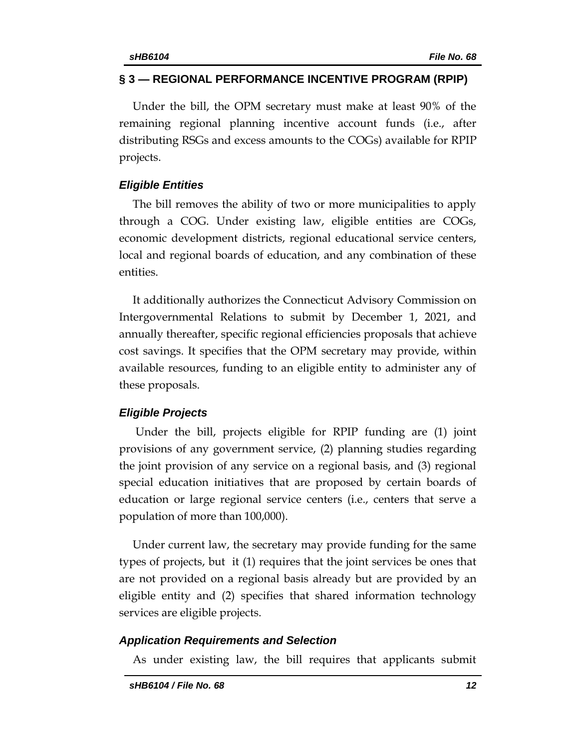## § 3 — REGIONAL PERFORMANCE INCENTIVE PROGRAM (RPIP)

Under the bill, the OPM secretary must make at least 90% of the remaining regional planning incentive account funds (i.e., after distributing RSGs and excess amounts to the COGs) available for RPIP projects.

### *Eligible Entities*

The bill removes the ability of two or more municipalities to apply through a COG. Under existing law, eligible entities are COGs, economic development districts, regional educational service centers, local and regional boards of education, and any combination of these entities.

It additionally authorizes the Connecticut Advisory Commission on Intergovernmental Relations to submit by December 1, 2021, and annually thereafter, specific regional efficiencies proposals that achieve cost savings. It specifies that the OPM secretary may provide, within available resources, funding to an eligible entity to administer any of these proposals.

### *Eligible Projects*

Under the bill, projects eligible for RPIP funding are (1) joint provisions of any government service, (2) planning studies regarding the joint provision of any service on a regional basis, and (3) regional special education initiatives that are proposed by certain boards of education or large regional service centers (i.e., centers that serve a population of more than 100,000).

Under current law, the secretary may provide funding for the same types of projects, but it (1) requires that the joint services be ones that are not provided on a regional basis already but are provided by an eligible entity and (2) specifies that shared information technology services are eligible projects.

### *Application Requirements and Selection*

As under existing law, the bill requires that applicants submit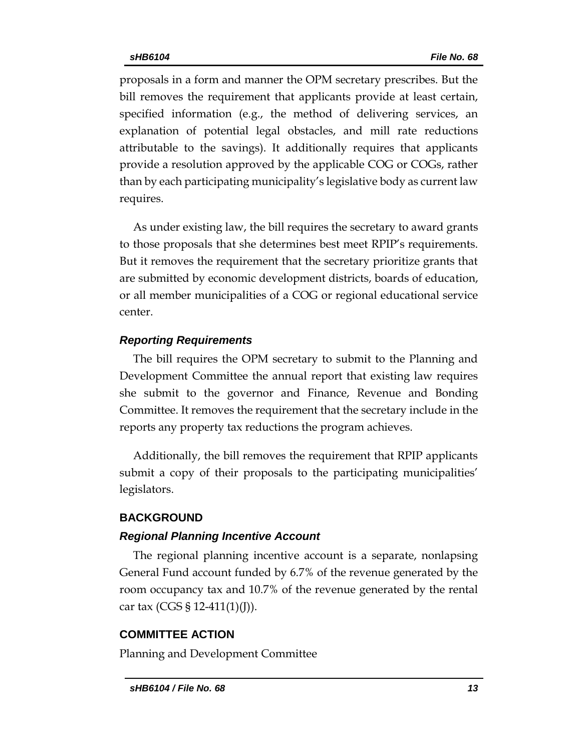proposals in a form and manner the OPM secretary prescribes. But the bill removes the requirement that applicants provide at least certain, specified information (e.g., the method of delivering services, an explanation of potential legal obstacles, and mill rate reductions attributable to the savings). It additionally requires that applicants provide a resolution approved by the applicable COG or COGs, rather than by each participating municipality's legislative body as current law requires.

As under existing law, the bill requires the secretary to award grants to those proposals that she determines best meet RPIP's requirements. But it removes the requirement that the secretary prioritize grants that are submitted by economic development districts, boards of education, or all member municipalities of a COG or regional educational service center.

### *Reporting Requirements*

The bill requires the OPM secretary to submit to the Planning and Development Committee the annual report that existing law requires she submit to the governor and Finance, Revenue and Bonding Committee. It removes the requirement that the secretary include in the reports any property tax reductions the program achieves.

Additionally, the bill removes the requirement that RPIP applicants submit a copy of their proposals to the participating municipalities' legislators.

## BACKGROUND

### *Regional Planning Incentive Account*

The regional planning incentive account is a separate, nonlapsing General Fund account funded by 6.7% of the revenue generated by the room occupancy tax and 10.7% of the revenue generated by the rental car tax (CGS § 12-411(1)(J)).

## COMMITTEE ACTION

Planning and Development Committee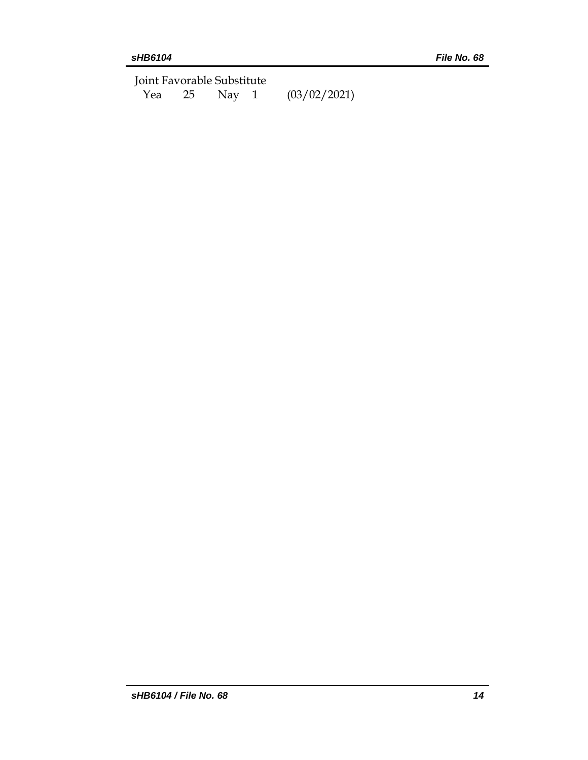Joint Favorable Substitute

Yea 25 Nay 1 (03/02/2021)